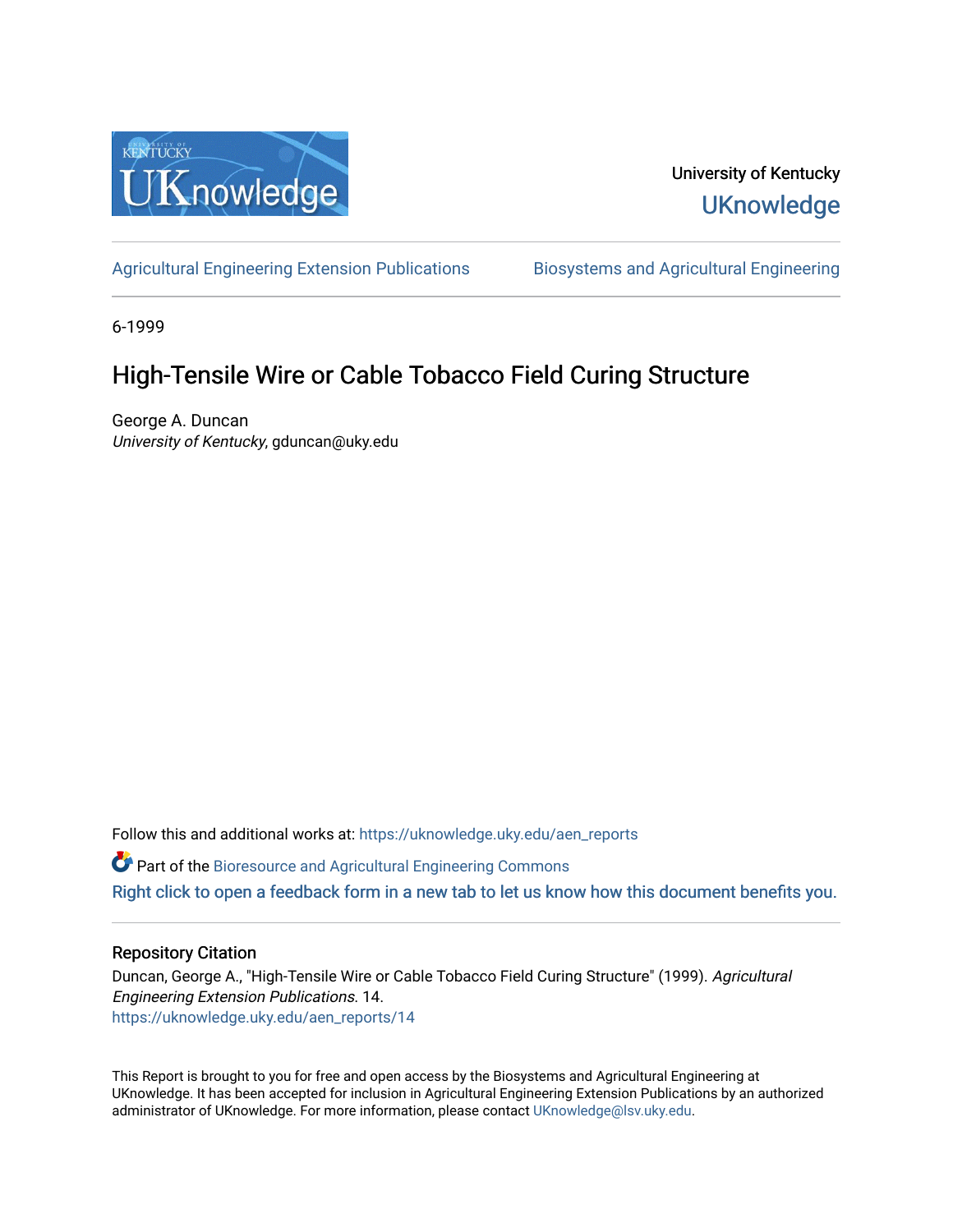University of Kentucky

UKnowledge

Agricultural Engineering Extension Publications

Biosystems and Agricultural Engineering

6-1999

# High-Tensile Wire or Cable Tobacco Field Curing Structure

George A. Duncan

*University of Kentucky*, gduncan@uky.edu

Follow this and additional works at: https://uknowledge.uky.edu/aen_reports

Part of the Bioresource and Agricultural Engineering Commons

Right click to open a feedback form in a new tab to let us know how this document benefits you.

## Repository Citation

Duncan, George A., "High-Tensile Wire or Cable Tobacco Field Curing Structure" (1999). *Agricultural Engineering Extension Publications*. 14.

https://uknowledge.uky.edu/aen_reports/14

This Report is brought to you for free and open access by the Biosystems and Agricultural Engineering at UKnowledge. It has been accepted for inclusion in Agricultural Engineering Extension Publications by an authorized administrator of UKnowledge. For more information, please contact UKnowledge@lsv.uky.edu.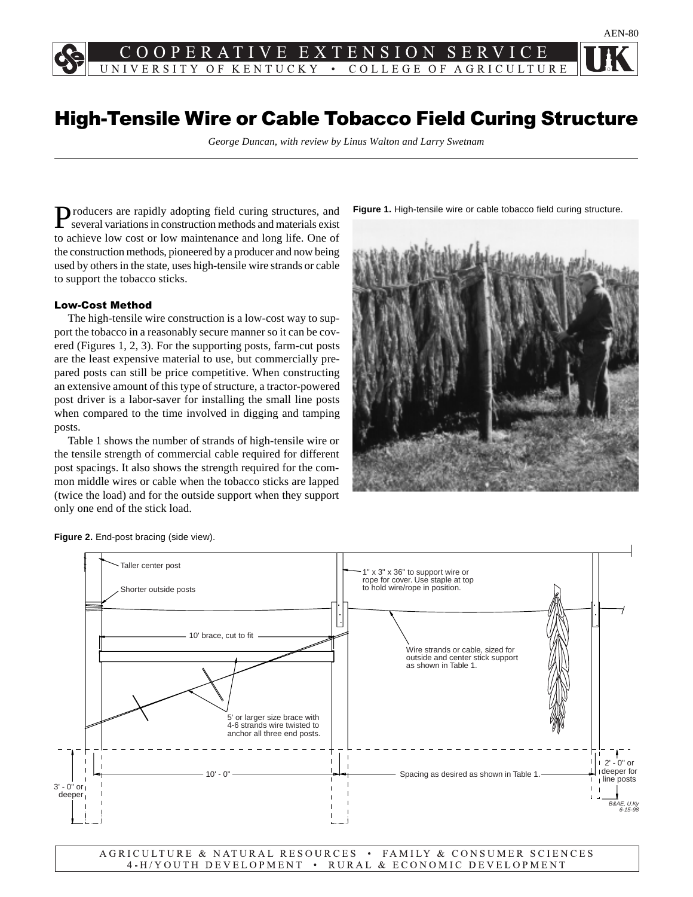AEN-80

COOPERATIVE EXTENSION SERVICE
UNIVERSITY OF KENTUCKY • COLLEGE OF AGRICULTURE

# High-Tensile Wire or Cable Tobacco Field Curing Structure

*George Duncan, with review by Linus Walton and Larry Swetnam*

Producers are rapidly adopting field curing structures, and several variations in construction methods and materials exist to achieve low cost or low maintenance and long life. One of the construction methods, pioneered by a producer and now being used by others in the state, uses high-tensile wire strands or cable to support the tobacco sticks.

### Low-Cost Method

The high-tensile wire construction is a low-cost way to support the tobacco in a reasonably secure manner so it can be covered (Figures 1, 2, 3). For the supporting posts, farm-cut posts are the least expensive material to use, but commercially prepared posts can still be price competitive. When constructing an extensive amount of this type of structure, a tractor-powered post driver is a labor-saver for installing the small line posts when compared to the time involved in digging and tamping posts.

Table 1 shows the number of strands of high-tensile wire or the tensile strength of commercial cable required for different post spacings. It also shows the strength required for the common middle wires or cable when the tobacco sticks are lapped (twice the load) and for the outside support when they support only one end of the stick load.

**Figure 1.** High-tensile wire or cable tobacco field curing structure.

**Figure 2.** End-post bracing (side view).

Taller center post

Shorter outside posts

1" x 3" x 36" to support wire or rope for cover. Use staple at top to hold wire/rope in position.

10' brace, cut to fit

Wire strands or cable, sized for outside and center stick support as shown in Table 1.

5' or larger size brace with 4-6 strands wire twisted to anchor all three end posts.

3' - 0" or deeper

10' - 0"

Spacing as desired as shown in Table 1.

2' - 0" or deeper for line posts

B&AE, U.Ky 6-15-98

AGRICULTURE & NATURAL RESOURCES • FAMILY & CONSUMER SCIENCES
4-H/YOUTH DEVELOPMENT • RURAL & ECONOMIC DEVELOPMENT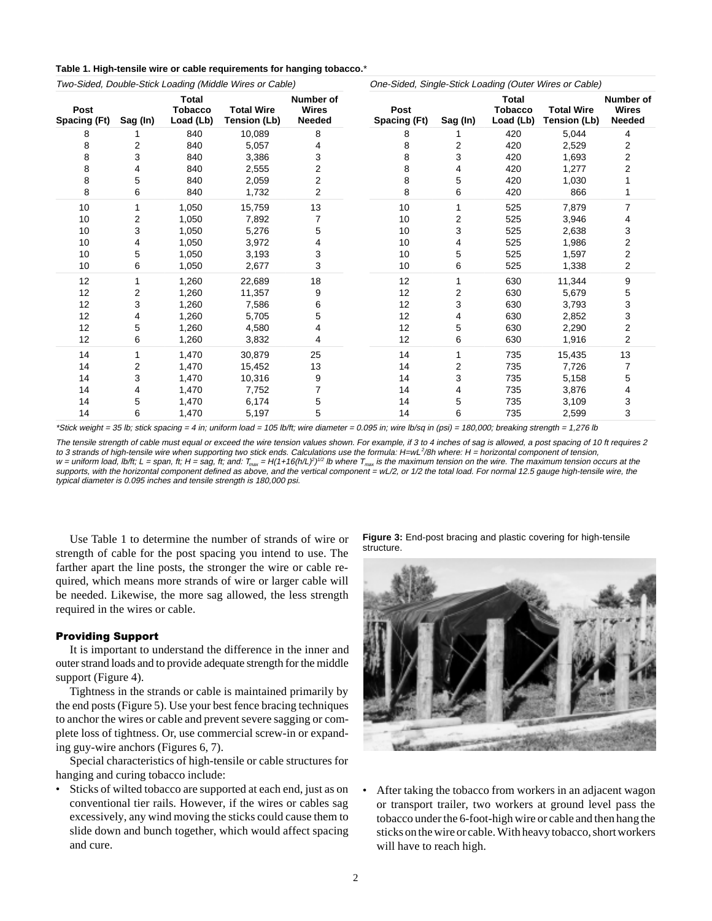**Table 1. High-tensile wire or cable requirements for hanging tobacco.***

| Two-Sided, Double-Stick Loading (Middle Wires or Cable) | | | | | One-Sided, Single-Stick Loading (Outer Wires or Cable) | | | | |
|---|---|---|---|---|---|---|---|---|---|
| Post Spacing (Ft) | Sag (In) | Total Tobacco Load (Lb) | Total Wire Tension (Lb) | Number of Wires Needed | Post Spacing (Ft) | Sag (In) | Total Tobacco Load (Lb) | Total Wire Tension (Lb) | Number of Wires Needed |
| 8 | 1 | 840 | 10,089 | 8 | 8 | 1 | 420 | 5,044 | 4 |
| 8 | 2 | 840 | 5,057 | 4 | 8 | 2 | 420 | 2,529 | 2 |
| 8 | 3 | 840 | 3,386 | 3 | 8 | 3 | 420 | 1,693 | 2 |
| 8 | 4 | 840 | 2,555 | 2 | 8 | 4 | 420 | 1,277 | 2 |
| 8 | 5 | 840 | 2,059 | 2 | 8 | 5 | 420 | 1,030 | 1 |
| 8 | 6 | 840 | 1,732 | 2 | 8 | 6 | 420 | 866 | 1 |
| 10 | 1 | 1,050 | 15,759 | 13 | 10 | 1 | 525 | 7,879 | 7 |
| 10 | 2 | 1,050 | 7,892 | 7 | 10 | 2 | 525 | 3,946 | 4 |
| 10 | 3 | 1,050 | 5,276 | 5 | 10 | 3 | 525 | 2,638 | 3 |
| 10 | 4 | 1,050 | 3,972 | 4 | 10 | 4 | 525 | 1,986 | 2 |
| 10 | 5 | 1,050 | 3,193 | 3 | 10 | 5 | 525 | 1,597 | 2 |
| 10 | 6 | 1,050 | 2,677 | 3 | 10 | 6 | 525 | 1,338 | 2 |
| 12 | 1 | 1,260 | 22,689 | 18 | 12 | 1 | 630 | 11,344 | 9 |
| 12 | 2 | 1,260 | 11,357 | 9 | 12 | 2 | 630 | 5,679 | 5 |
| 12 | 3 | 1,260 | 7,586 | 6 | 12 | 3 | 630 | 3,793 | 3 |
| 12 | 4 | 1,260 | 5,705 | 5 | 12 | 4 | 630 | 2,852 | 3 |
| 12 | 5 | 1,260 | 4,580 | 4 | 12 | 5 | 630 | 2,290 | 2 |
| 12 | 6 | 1,260 | 3,832 | 4 | 12 | 6 | 630 | 1,916 | 2 |
| 14 | 1 | 1,470 | 30,879 | 25 | 14 | 1 | 735 | 15,435 | 13 |
| 14 | 2 | 1,470 | 15,452 | 13 | 14 | 2 | 735 | 7,726 | 7 |
| 14 | 3 | 1,470 | 10,316 | 9 | 14 | 3 | 735 | 5,158 | 5 |
| 14 | 4 | 1,470 | 7,752 | 7 | 14 | 4 | 735 | 3,876 | 4 |
| 14 | 5 | 1,470 | 6,174 | 5 | 14 | 5 | 735 | 3,109 | 3 |
| 14 | 6 | 1,470 | 5,197 | 5 | 14 | 6 | 735 | 2,599 | 3 |

**Stick weight = 35 lb; stick spacing = 4 in; uniform load = 105 lb/ft; wire diameter = 0.095 in; wire lb/sq in (psi) = 180,000; breaking strength = 1,276 lb*

*The tensile strength of cable must equal or exceed the wire tension values shown. For example, if 3 to 4 inches of sag is allowed, a post spacing of 10 ft requires 2 to 3 strands of high-tensile wire when supporting two stick ends. Calculations use the formula: $H=wL^2/8h$ where: H = horizontal component of tension, w = uniform load, lb/ft; L = span, ft; H = sag, ft; and: $T_{max} = H(1+16(h/L)^2)^{1/2}$ lb where $T_{max}$ is the maximum tension on the wire. The maximum tension occurs at the supports, with the horizontal component defined as above, and the vertical component = wL/2, or 1/2 the total load. For normal 12.5 gauge high-tensile wire, the typical diameter is 0.095 inches and tensile strength is 180,000 psi.*

Use Table 1 to determine the number of strands of wire or strength of cable for the post spacing you intend to use. The farther apart the line posts, the stronger the wire or cable required, which means more strands of wire or larger cable will be needed. Likewise, the more sag allowed, the less strength required in the wires or cable.

## Providing Support

It is important to understand the difference in the inner and outer strand loads and to provide adequate strength for the middle support (Figure 4).

Tightness in the strands or cable is maintained primarily by the end posts (Figure 5). Use your best fence bracing techniques to anchor the wires or cable and prevent severe sagging or complete loss of tightness. Or, use commercial screw-in or expanding guy-wire anchors (Figures 6, 7).

Special characteristics of high-tensile or cable structures for hanging and curing tobacco include:

- Sticks of wilted tobacco are supported at each end, just as on conventional tier rails. However, if the wires or cables sag excessively, any wind moving the sticks could cause them to slide down and bunch together, which would affect spacing and cure.
- After taking the tobacco from workers in an adjacent wagon or transport trailer, two workers at ground level pass the tobacco under the 6-foot-high wire or cable and then hang the sticks on the wire or cable. With heavy tobacco, short workers will have to reach high.

**Figure 3:** End-post bracing and plastic covering for high-tensile structure.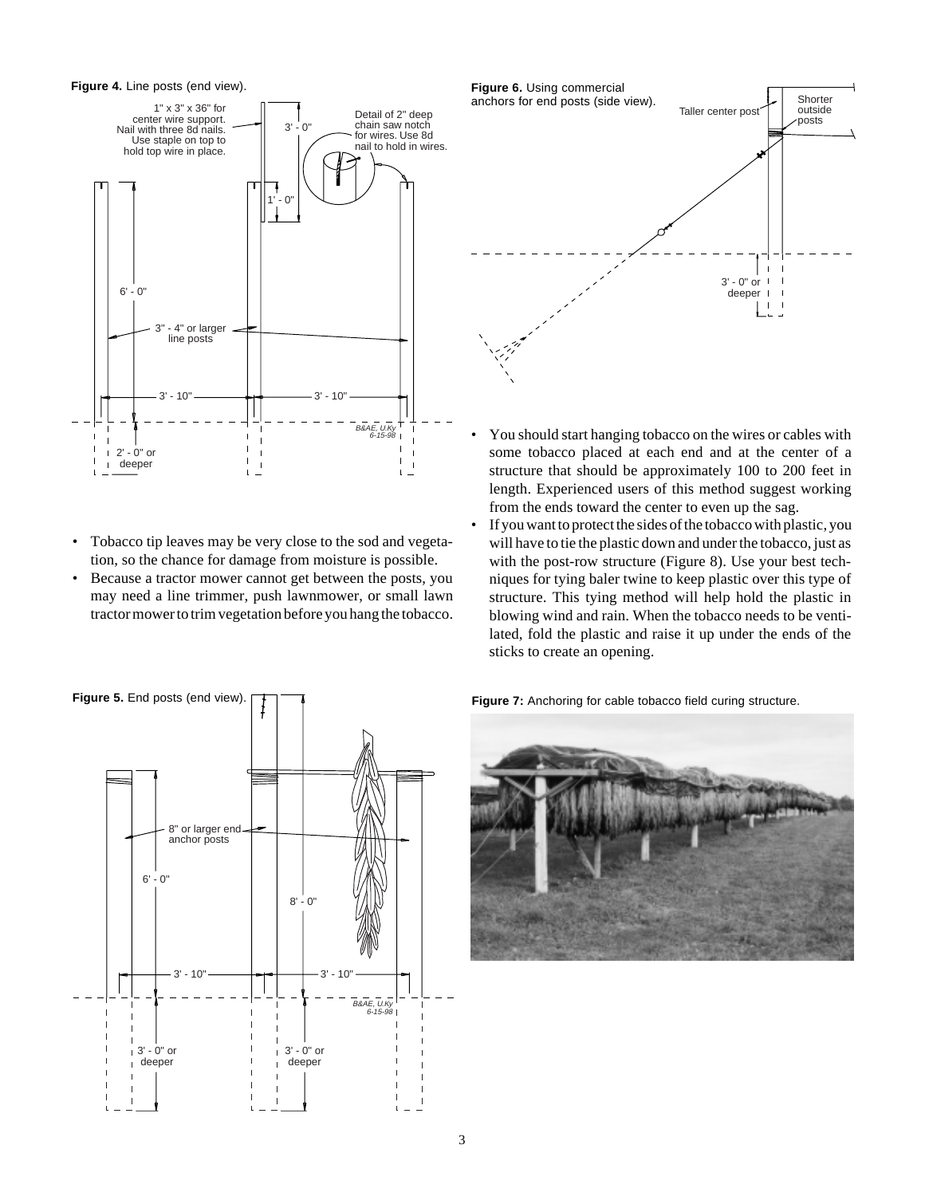**Figure 4.** Line posts (end view).

- Tobacco tip leaves may be very close to the sod and vegetation, so the chance for damage from moisture is possible.
- Because a tractor mower cannot get between the posts, you may need a line trimmer, push lawnmower, or small lawn tractor mower to trim vegetation before you hang the tobacco.

**Figure 5.** End posts (end view).

**Figure 6.** Using commercial anchors for end posts (side view).

- You should start hanging tobacco on the wires or cables with some tobacco placed at each end and at the center of a structure that should be approximately 100 to 200 feet in length. Experienced users of this method suggest working from the ends toward the center to even up the sag.
- If you want to protect the sides of the tobacco with plastic, you will have to tie the plastic down and under the tobacco, just as with the post-row structure (Figure 8). Use your best techniques for tying baler twine to keep plastic over this type of structure. This tying method will help hold the plastic in blowing wind and rain. When the tobacco needs to be ventilated, fold the plastic and raise it up under the ends of the sticks to create an opening.

**Figure 7:** Anchoring for cable tobacco field curing structure.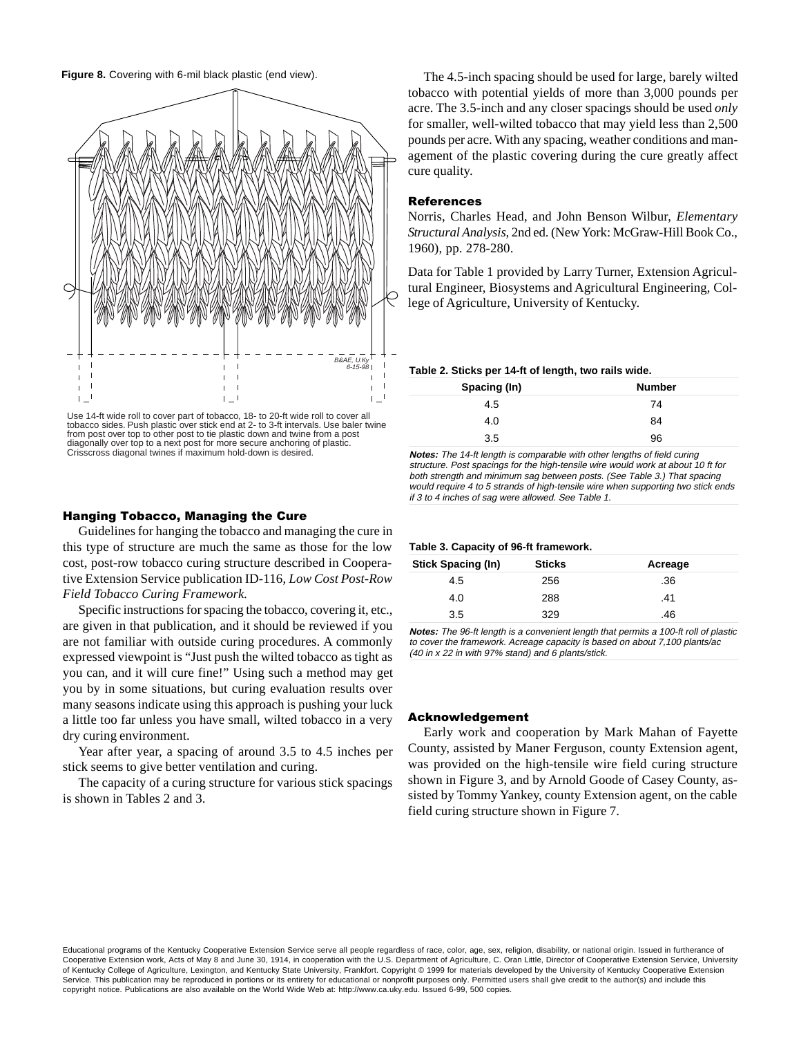**Figure 8.** Covering with 6-mil black plastic (end view).

B&AE, U.Ky
6-15-98

Use 14-ft wide roll to cover part of tobacco, 18- to 20-ft wide roll to cover all tobacco sides. Push plastic over stick end at 2- to 3-ft intervals. Use baler twine from post over top to other post to tie plastic down and twine from a post diagonally over top to a next post for more secure anchoring of plastic. Crisscross diagonal twines if maximum hold-down is desired.

## Hanging Tobacco, Managing the Cure

Guidelines for hanging the tobacco and managing the cure in this type of structure are much the same as those for the low cost, post-row tobacco curing structure described in Cooperative Extension Service publication ID-116, *Low Cost Post-Row Field Tobacco Curing Framework.*

Specific instructions for spacing the tobacco, covering it, etc., are given in that publication, and it should be reviewed if you are not familiar with outside curing procedures. A commonly expressed viewpoint is "Just push the wilted tobacco as tight as you can, and it will cure fine!" Using such a method may get you by in some situations, but curing evaluation results over many seasons indicate using this approach is pushing your luck a little too far unless you have small, wilted tobacco in a very dry curing environment.

Year after year, a spacing of around 3.5 to 4.5 inches per stick seems to give better ventilation and curing.

The capacity of a curing structure for various stick spacings is shown in Tables 2 and 3.

The 4.5-inch spacing should be used for large, barely wilted tobacco with potential yields of more than 3,000 pounds per acre. The 3.5-inch and any closer spacings should be used *only* for smaller, well-wilted tobacco that may yield less than 2,500 pounds per acre. With any spacing, weather conditions and management of the plastic covering during the cure greatly affect cure quality.

## References

Norris, Charles Head, and John Benson Wilbur, *Elementary Structural Analysis*, 2nd ed. (New York: McGraw-Hill Book Co., 1960), pp. 278-280.

Data for Table 1 provided by Larry Turner, Extension Agricultural Engineer, Biosystems and Agricultural Engineering, College of Agriculture, University of Kentucky.

**Table 2. Sticks per 14-ft of length, two rails wide.**

| Spacing (In) | Number |
|---|---|
| 4.5 | 74 |
| 4.0 | 84 |
| 3.5 | 96 |

***Notes:*** *The 14-ft length is comparable with other lengths of field curing structure. Post spacings for the high-tensile wire would work at about 10 ft for both strength and minimum sag between posts. (See Table 3.) That spacing would require 4 to 5 strands of high-tensile wire when supporting two stick ends if 3 to 4 inches of sag were allowed. See Table 1.*

**Table 3. Capacity of 96-ft framework.**

| Stick Spacing (In) | Sticks | Acreage |
|---|---|---|
| 4.5 | 256 | .36 |
| 4.0 | 288 | .41 |
| 3.5 | 329 | .46 |

***Notes:*** *The 96-ft length is a convenient length that permits a 100-ft roll of plastic to cover the framework. Acreage capacity is based on about 7,100 plants/ac (40 in x 22 in with 97% stand) and 6 plants/stick.*

## Acknowledgement

Early work and cooperation by Mark Mahan of Fayette County, assisted by Maner Ferguson, county Extension agent, was provided on the high-tensile wire field curing structure shown in Figure 3, and by Arnold Goode of Casey County, assisted by Tommy Yankey, county Extension agent, on the cable field curing structure shown in Figure 7.

Educational programs of the Kentucky Cooperative Extension Service serve all people regardless of race, color, age, sex, religion, disability, or national origin. Issued in furtherance of Cooperative Extension work, Acts of May 8 and June 30, 1914, in cooperation with the U.S. Department of Agriculture, C. Oran Little, Director of Cooperative Extension Service, University of Kentucky College of Agriculture, Lexington, and Kentucky State University, Frankfort. Copyright © 1999 for materials developed by the University of Kentucky Cooperative Extension Service. This publication may be reproduced in portions or its entirety for educational or nonprofit purposes only. Permitted users shall give credit to the author(s) and include this copyright notice. Publications are also available on the World Wide Web at: http://www.ca.uky.edu. Issued 6-99, 500 copies.